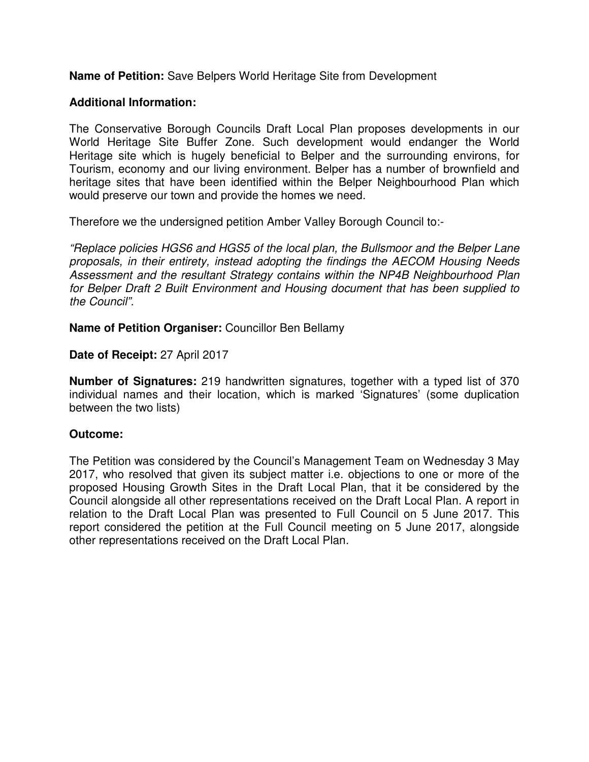**Name of Petition:** Save Belpers World Heritage Site from Development

**Additional Information:**

The Conservative Borough Councils Draft Local Plan proposes developments in our World Heritage Site Buffer Zone. Such development would endanger the World Heritage site which is hugely beneficial to Belper and the surrounding environs, for Tourism, economy and our living environment. Belper has a number of brownfield and heritage sites that have been identified within the Belper Neighbourhood Plan which would preserve our town and provide the homes we need.

Therefore we the undersigned petition Amber Valley Borough Council to:-

*"Replace policies HGS6 and HGS5 of the local plan, the Bullsmoor and the Belper Lane proposals, in their entirety, instead adopting the findings the AECOM Housing Needs Assessment and the resultant Strategy contains within the NP4B Neighbourhood Plan for Belper Draft 2 Built Environment and Housing document that has been supplied to the Council".*

**Name of Petition Organiser:** Councillor Ben Bellamy

**Date of Receipt:** 27 April 2017

**Number of Signatures:** 219 handwritten signatures, together with a typed list of 370 individual names and their location, which is marked 'Signatures' (some duplication between the two lists)

**Outcome:**

The Petition was considered by the Council's Management Team on Wednesday 3 May 2017, who resolved that given its subject matter i.e. objections to one or more of the proposed Housing Growth Sites in the Draft Local Plan, that it be considered by the Council alongside all other representations received on the Draft Local Plan. A report in relation to the Draft Local Plan was presented to Full Council on 5 June 2017. This report considered the petition at the Full Council meeting on 5 June 2017, alongside other representations received on the Draft Local Plan.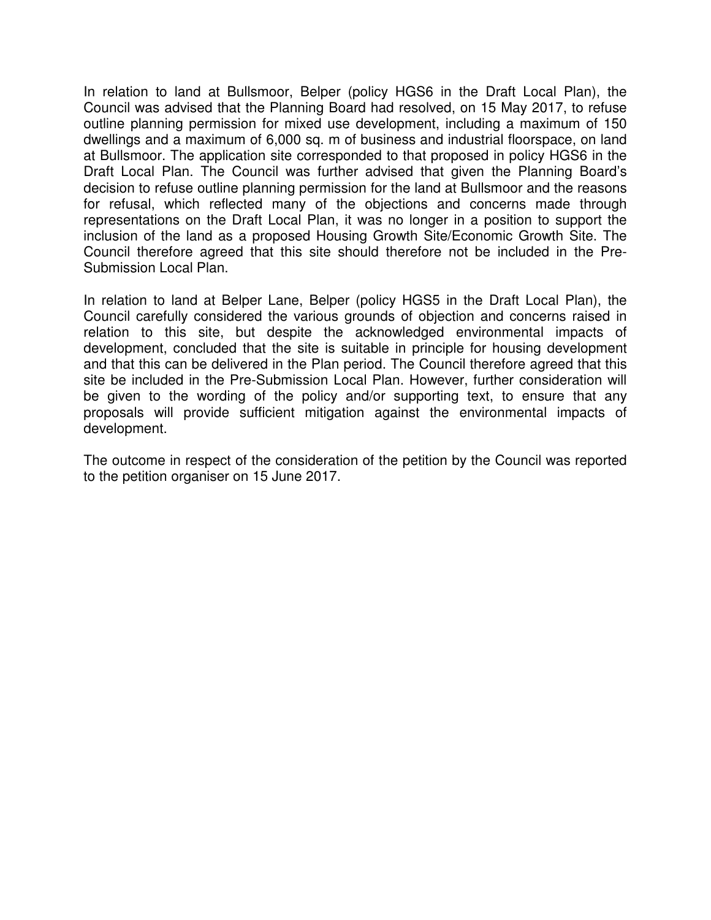In relation to land at Bullsmoor, Belper (policy HGS6 in the Draft Local Plan), the Council was advised that the Planning Board had resolved, on 15 May 2017, to refuse outline planning permission for mixed use development, including a maximum of 150 dwellings and a maximum of 6,000 sq. m of business and industrial floorspace, on land at Bullsmoor. The application site corresponded to that proposed in policy HGS6 in the Draft Local Plan. The Council was further advised that given the Planning Board's decision to refuse outline planning permission for the land at Bullsmoor and the reasons for refusal, which reflected many of the objections and concerns made through representations on the Draft Local Plan, it was no longer in a position to support the inclusion of the land as a proposed Housing Growth Site/Economic Growth Site. The Council therefore agreed that this site should therefore not be included in the Pre-Submission Local Plan.

In relation to land at Belper Lane, Belper (policy HGS5 in the Draft Local Plan), the Council carefully considered the various grounds of objection and concerns raised in relation to this site, but despite the acknowledged environmental impacts of development, concluded that the site is suitable in principle for housing development and that this can be delivered in the Plan period. The Council therefore agreed that this site be included in the Pre-Submission Local Plan. However, further consideration will be given to the wording of the policy and/or supporting text, to ensure that any proposals will provide sufficient mitigation against the environmental impacts of development.

The outcome in respect of the consideration of the petition by the Council was reported to the petition organiser on 15 June 2017.